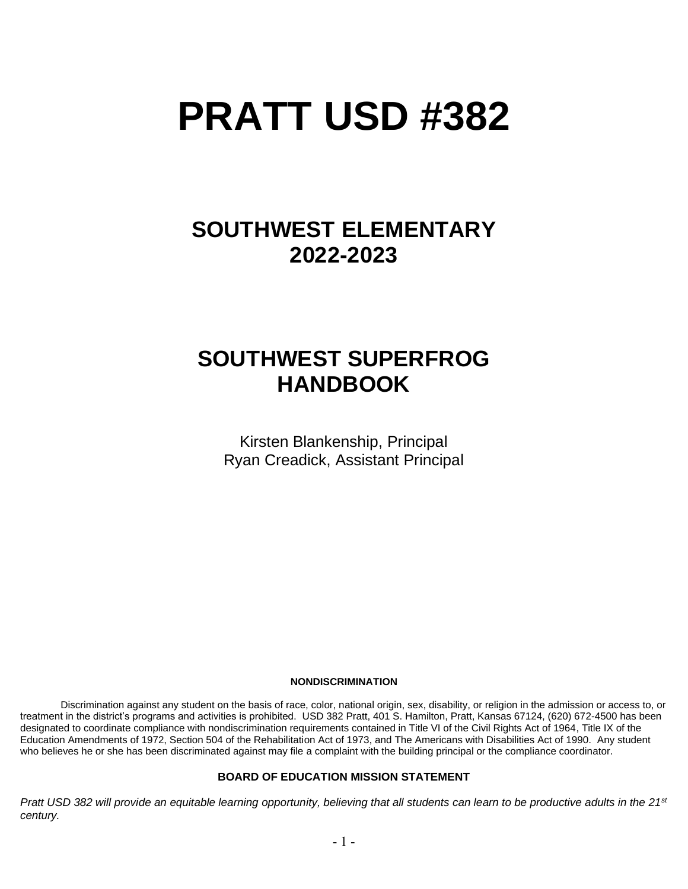# PRATT USD #382

## SOUTHWEST ELEMENTARY 2022-2023

## SOUTHWEST SUPERFROG HANDBOOK

Kirsten Blankenship, Principal
Ryan Creadick, Assistant Principal

**NONDISCRIMINATION**

Discrimination against any student on the basis of race, color, national origin, sex, disability, or religion in the admission or access to, or treatment in the district's programs and activities is prohibited. USD 382 Pratt, 401 S. Hamilton, Pratt, Kansas 67124, (620) 672-4500 has been designated to coordinate compliance with nondiscrimination requirements contained in Title VI of the Civil Rights Act of 1964, Title IX of the Education Amendments of 1972, Section 504 of the Rehabilitation Act of 1973, and The Americans with Disabilities Act of 1990. Any student who believes he or she has been discriminated against may file a complaint with the building principal or the compliance coordinator.

**BOARD OF EDUCATION MISSION STATEMENT**

*Pratt USD 382 will provide an equitable learning opportunity, believing that all students can learn to be productive adults in the 21st century.*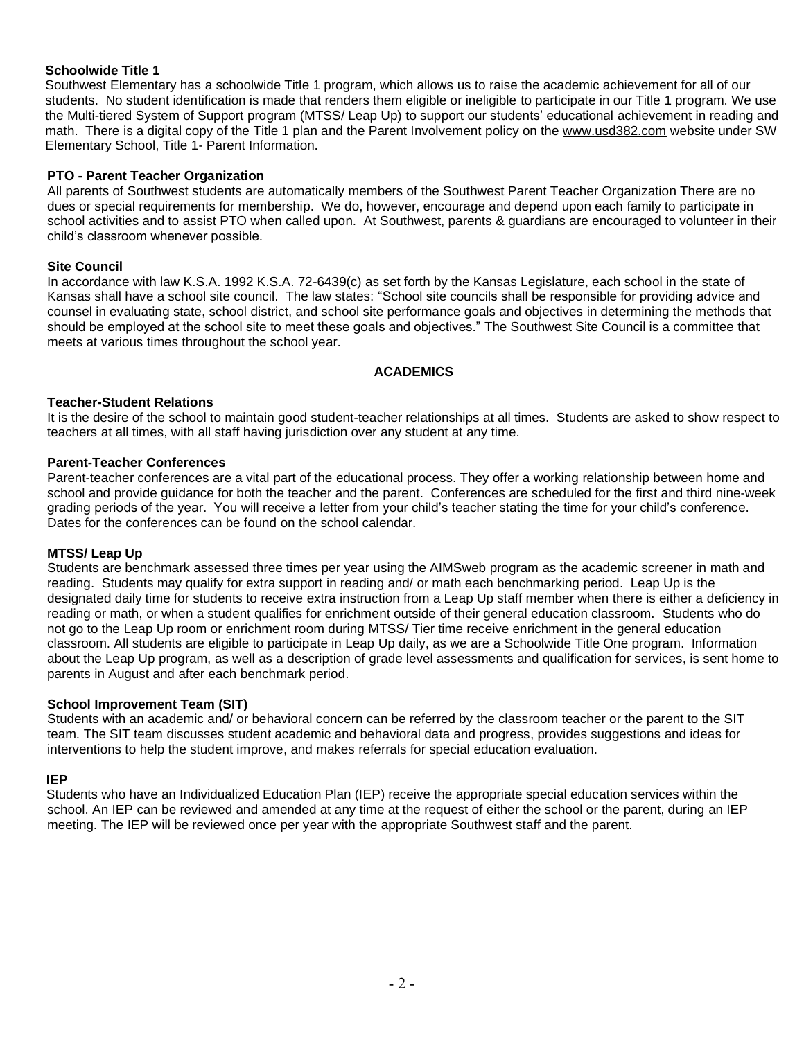### Schoolwide Title 1

Southwest Elementary has a schoolwide Title 1 program, which allows us to raise the academic achievement for all of our students. No student identification is made that renders them eligible or ineligible to participate in our Title 1 program. We use the Multi-tiered System of Support program (MTSS/ Leap Up) to support our students' educational achievement in reading and math. There is a digital copy of the Title 1 plan and the Parent Involvement policy on the www.usd382.com website under SW Elementary School, Title 1- Parent Information.

### PTO - Parent Teacher Organization

All parents of Southwest students are automatically members of the Southwest Parent Teacher Organization There are no dues or special requirements for membership. We do, however, encourage and depend upon each family to participate in school activities and to assist PTO when called upon. At Southwest, parents & guardians are encouraged to volunteer in their child's classroom whenever possible.

### Site Council

In accordance with law K.S.A. 1992 K.S.A. 72-6439(c) as set forth by the Kansas Legislature, each school in the state of Kansas shall have a school site council. The law states: "School site councils shall be responsible for providing advice and counsel in evaluating state, school district, and school site performance goals and objectives in determining the methods that should be employed at the school site to meet these goals and objectives." The Southwest Site Council is a committee that meets at various times throughout the school year.

## ACADEMICS

### Teacher-Student Relations

It is the desire of the school to maintain good student-teacher relationships at all times. Students are asked to show respect to teachers at all times, with all staff having jurisdiction over any student at any time.

### Parent-Teacher Conferences

Parent-teacher conferences are a vital part of the educational process. They offer a working relationship between home and school and provide guidance for both the teacher and the parent. Conferences are scheduled for the first and third nine-week grading periods of the year. You will receive a letter from your child's teacher stating the time for your child's conference. Dates for the conferences can be found on the school calendar.

### MTSS/ Leap Up

Students are benchmark assessed three times per year using the AIMSweb program as the academic screener in math and reading. Students may qualify for extra support in reading and/ or math each benchmarking period. Leap Up is the designated daily time for students to receive extra instruction from a Leap Up staff member when there is either a deficiency in reading or math, or when a student qualifies for enrichment outside of their general education classroom. Students who do not go to the Leap Up room or enrichment room during MTSS/ Tier time receive enrichment in the general education classroom. All students are eligible to participate in Leap Up daily, as we are a Schoolwide Title One program. Information about the Leap Up program, as well as a description of grade level assessments and qualification for services, is sent home to parents in August and after each benchmark period.

### School Improvement Team (SIT)

Students with an academic and/ or behavioral concern can be referred by the classroom teacher or the parent to the SIT team. The SIT team discusses student academic and behavioral data and progress, provides suggestions and ideas for interventions to help the student improve, and makes referrals for special education evaluation.

### IEP

Students who have an Individualized Education Plan (IEP) receive the appropriate special education services within the school. An IEP can be reviewed and amended at any time at the request of either the school or the parent, during an IEP meeting. The IEP will be reviewed once per year with the appropriate Southwest staff and the parent.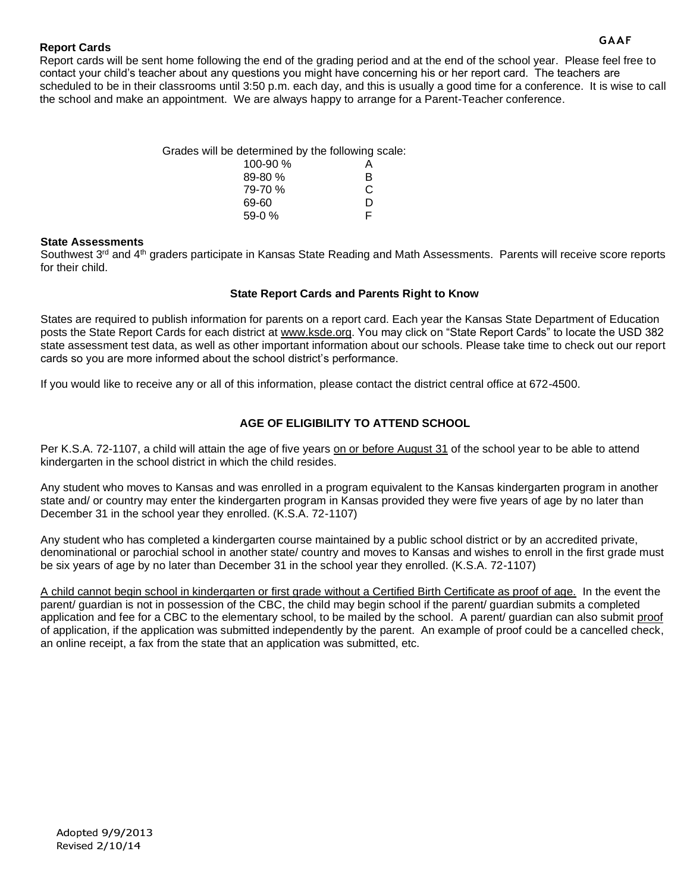**Report Cards**

Report cards will be sent home following the end of the grading period and at the end of the school year. Please feel free to contact your child's teacher about any questions you might have concerning his or her report card. The teachers are scheduled to be in their classrooms until 3:50 p.m. each day, and this is usually a good time for a conference. It is wise to call the school and make an appointment. We are always happy to arrange for a Parent-Teacher conference.

Grades will be determined by the following scale:

| | |
|---|---|
| 100-90 % | A |
| 89-80 % | B |
| 79-70 % | C |
| 69-60 | D |
| 59-0 % | F |

**State Assessments**

Southwest 3rd and 4th graders participate in Kansas State Reading and Math Assessments. Parents will receive score reports for their child.

**State Report Cards and Parents Right to Know**

States are required to publish information for parents on a report card. Each year the Kansas State Department of Education posts the State Report Cards for each district at www.ksde.org. You may click on "State Report Cards" to locate the USD 382 state assessment test data, as well as other important information about our schools. Please take time to check out our report cards so you are more informed about the school district's performance.

If you would like to receive any or all of this information, please contact the district central office at 672-4500.

**AGE OF ELIGIBILITY TO ATTEND SCHOOL**

Per K.S.A. 72-1107, a child will attain the age of five years on or before August 31 of the school year to be able to attend kindergarten in the school district in which the child resides.

Any student who moves to Kansas and was enrolled in a program equivalent to the Kansas kindergarten program in another state and/ or country may enter the kindergarten program in Kansas provided they were five years of age by no later than December 31 in the school year they enrolled. (K.S.A. 72-1107)

Any student who has completed a kindergarten course maintained by a public school district or by an accredited private, denominational or parochial school in another state/ country and moves to Kansas and wishes to enroll in the first grade must be six years of age by no later than December 31 in the school year they enrolled. (K.S.A. 72-1107)

A child cannot begin school in kindergarten or first grade without a Certified Birth Certificate as proof of age. In the event the parent/ guardian is not in possession of the CBC, the child may begin school if the parent/ guardian submits a completed application and fee for a CBC to the elementary school, to be mailed by the school. A parent/ guardian can also submit proof of application, if the application was submitted independently by the parent. An example of proof could be a cancelled check, an online receipt, a fax from the state that an application was submitted, etc.

Adopted 9/9/2013
Revised 2/10/14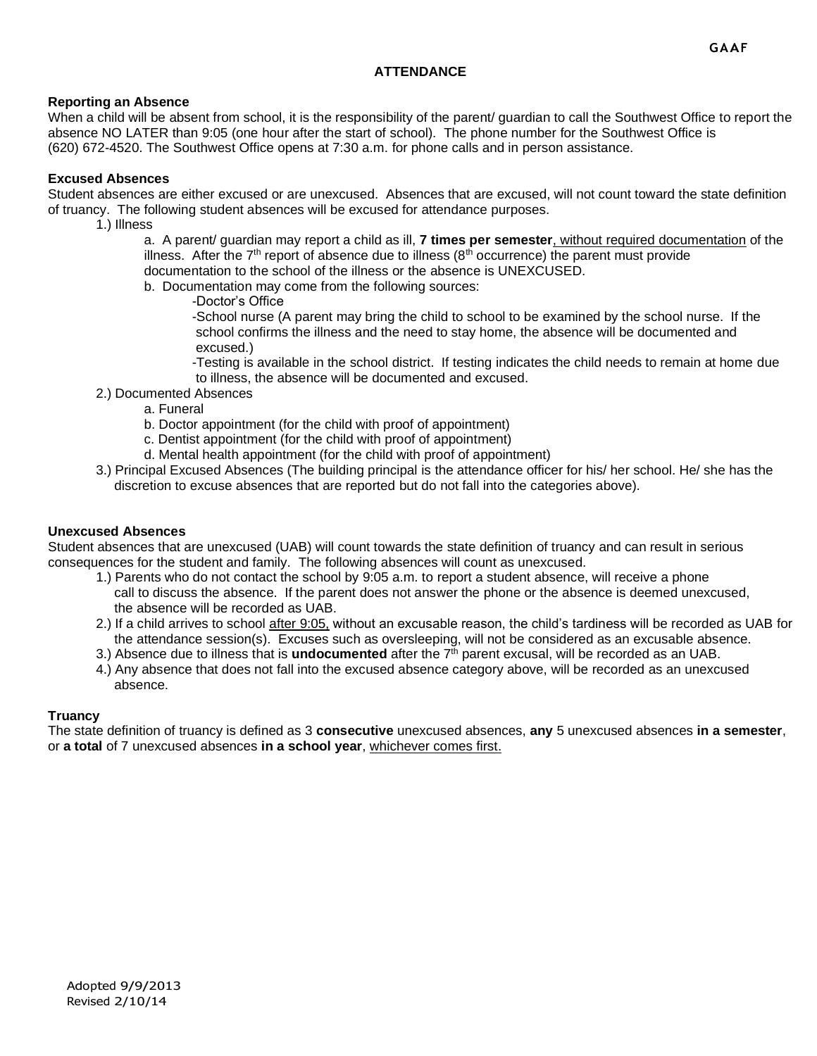GAAF

# ATTENDANCE

**Reporting an Absence**

When a child will be absent from school, it is the responsibility of the parent/ guardian to call the Southwest Office to report the absence NO LATER than 9:05 (one hour after the start of school). The phone number for the Southwest Office is (620) 672-4520. The Southwest Office opens at 7:30 a.m. for phone calls and in person assistance.

**Excused Absences**

Student absences are either excused or are unexcused. Absences that are excused, will not count toward the state definition of truancy. The following student absences will be excused for attendance purposes.

1.) Illness
   - a. A parent/ guardian may report a child as ill, **7 times per semester**, without required documentation of the illness. After the 7th report of absence due to illness (8th occurrence) the parent must provide documentation to the school of the illness or the absence is UNEXCUSED.
   - b. Documentation may come from the following sources:
     - -Doctor's Office
     - -School nurse (A parent may bring the child to school to be examined by the school nurse. If the school confirms the illness and the need to stay home, the absence will be documented and excused.)
     - -Testing is available in the school district. If testing indicates the child needs to remain at home due to illness, the absence will be documented and excused.

2.) Documented Absences
   - a. Funeral
   - b. Doctor appointment (for the child with proof of appointment)
   - c. Dentist appointment (for the child with proof of appointment)
   - d. Mental health appointment (for the child with proof of appointment)

3.) Principal Excused Absences (The building principal is the attendance officer for his/ her school. He/ she has the discretion to excuse absences that are reported but do not fall into the categories above).

**Unexcused Absences**

Student absences that are unexcused (UAB) will count towards the state definition of truancy and can result in serious consequences for the student and family. The following absences will count as unexcused.

1.) Parents who do not contact the school by 9:05 a.m. to report a student absence, will receive a phone call to discuss the absence. If the parent does not answer the phone or the absence is deemed unexcused, the absence will be recorded as UAB.

2.) If a child arrives to school after 9:05, without an excusable reason, the child's tardiness will be recorded as UAB for the attendance session(s). Excuses such as oversleeping, will not be considered as an excusable absence.

3.) Absence due to illness that is **undocumented** after the 7th parent excusal, will be recorded as an UAB.

4.) Any absence that does not fall into the excused absence category above, will be recorded as an unexcused absence.

**Truancy**

The state definition of truancy is defined as 3 **consecutive** unexcused absences, **any** 5 unexcused absences **in a semester**, or **a total** of 7 unexcused absences **in a school year**, whichever comes first.

Adopted 9/9/2013
Revised 2/10/14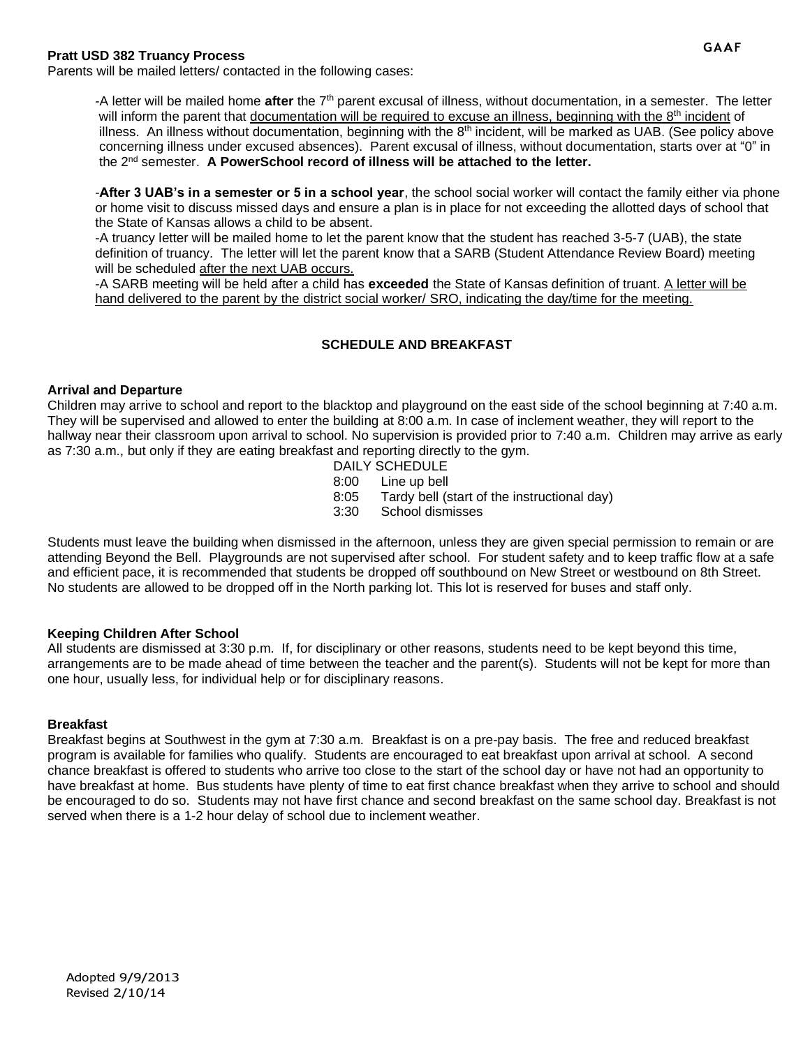**Pratt USD 382 Truancy Process**

Parents will be mailed letters/ contacted in the following cases:

-A letter will be mailed home **after** the 7th parent excusal of illness, without documentation, in a semester. The letter will inform the parent that documentation will be required to excuse an illness, beginning with the 8th incident of illness. An illness without documentation, beginning with the 8th incident, will be marked as UAB. (See policy above concerning illness under excused absences). Parent excusal of illness, without documentation, starts over at "0" in the 2nd semester. **A PowerSchool record of illness will be attached to the letter.**

-**After 3 UAB's in a semester or 5 in a school year**, the school social worker will contact the family either via phone or home visit to discuss missed days and ensure a plan is in place for not exceeding the allotted days of school that the State of Kansas allows a child to be absent.

-A truancy letter will be mailed home to let the parent know that the student has reached 3-5-7 (UAB), the state definition of truancy. The letter will let the parent know that a SARB (Student Attendance Review Board) meeting will be scheduled after the next UAB occurs.

-A SARB meeting will be held after a child has **exceeded** the State of Kansas definition of truant. A letter will be hand delivered to the parent by the district social worker/ SRO, indicating the day/time for the meeting.

## SCHEDULE AND BREAKFAST

**Arrival and Departure**

Children may arrive to school and report to the blacktop and playground on the east side of the school beginning at 7:40 a.m. They will be supervised and allowed to enter the building at 8:00 a.m. In case of inclement weather, they will report to the hallway near their classroom upon arrival to school. No supervision is provided prior to 7:40 a.m. Children may arrive as early as 7:30 a.m., but only if they are eating breakfast and reporting directly to the gym.

DAILY SCHEDULE

| | |
|---|---|
| 8:00 | Line up bell |
| 8:05 | Tardy bell (start of the instructional day) |
| 3:30 | School dismisses |

Students must leave the building when dismissed in the afternoon, unless they are given special permission to remain or are attending Beyond the Bell. Playgrounds are not supervised after school. For student safety and to keep traffic flow at a safe and efficient pace, it is recommended that students be dropped off southbound on New Street or westbound on 8th Street. No students are allowed to be dropped off in the North parking lot. This lot is reserved for buses and staff only.

**Keeping Children After School**

All students are dismissed at 3:30 p.m. If, for disciplinary or other reasons, students need to be kept beyond this time, arrangements are to be made ahead of time between the teacher and the parent(s). Students will not be kept for more than one hour, usually less, for individual help or for disciplinary reasons.

**Breakfast**

Breakfast begins at Southwest in the gym at 7:30 a.m. Breakfast is on a pre-pay basis. The free and reduced breakfast program is available for families who qualify. Students are encouraged to eat breakfast upon arrival at school. A second chance breakfast is offered to students who arrive too close to the start of the school day or have not had an opportunity to have breakfast at home. Bus students have plenty of time to eat first chance breakfast when they arrive to school and should be encouraged to do so. Students may not have first chance and second breakfast on the same school day. Breakfast is not served when there is a 1-2 hour delay of school due to inclement weather.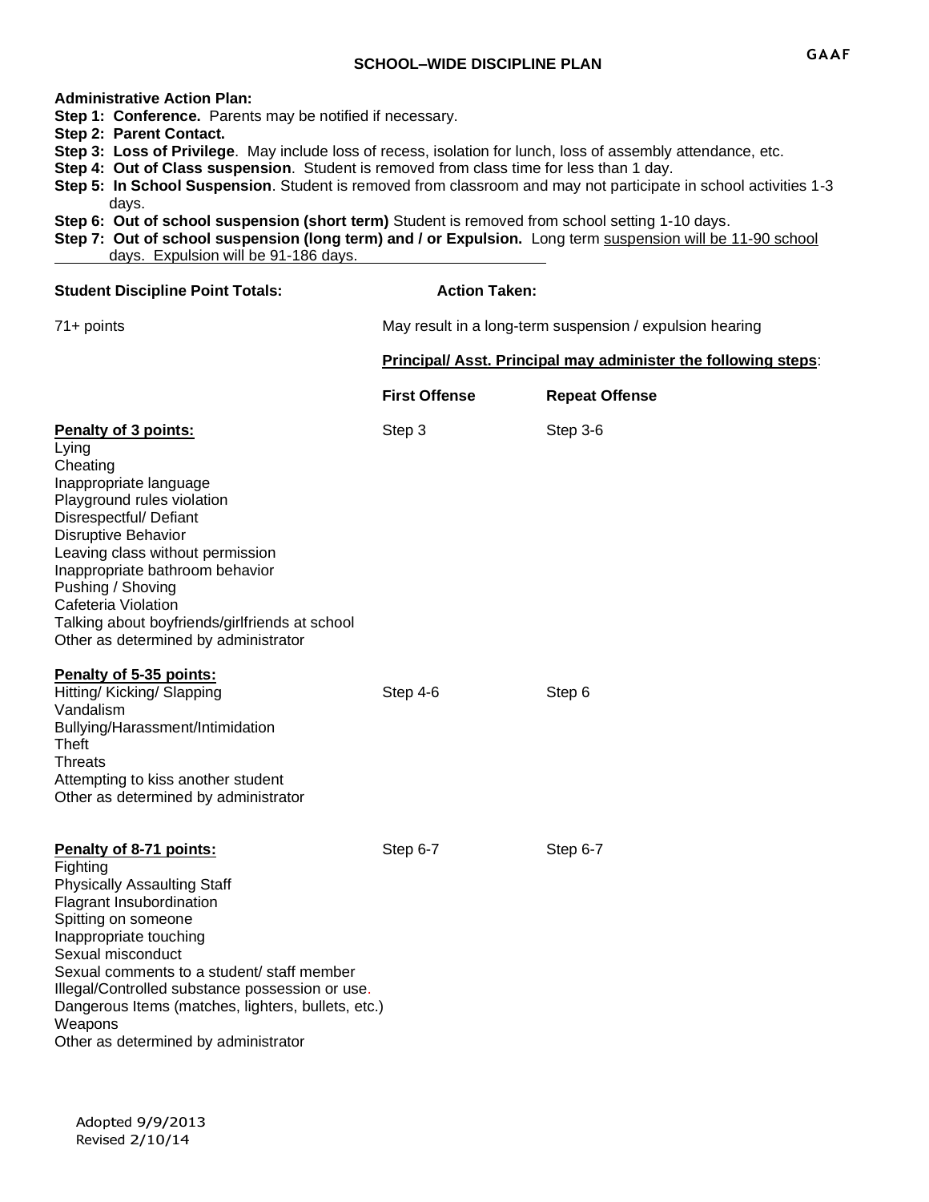## SCHOOL–WIDE DISCIPLINE PLAN

GAAF

**Administrative Action Plan:**

**Step 1: Conference.** Parents may be notified if necessary.
**Step 2: Parent Contact.**
**Step 3: Loss of Privilege**. May include loss of recess, isolation for lunch, loss of assembly attendance, etc.
**Step 4: Out of Class suspension**. Student is removed from class time for less than 1 day.
**Step 5: In School Suspension**. Student is removed from classroom and may not participate in school activities 1-3 days.
**Step 6: Out of school suspension (short term)** Student is removed from school setting 1-10 days.
**Step 7: Out of school suspension (long term) and / or Expulsion.** Long term suspension will be 11-90 school days. Expulsion will be 91-186 days.

| **Student Discipline Point Totals:** | **Action Taken:** | |
|---|---|---|
| 71+ points | May result in a long-term suspension / expulsion hearing | |
| | **Principal/ Asst. Principal may administer the following steps**: | |
| | **First Offense** | **Repeat Offense** |
| **Penalty of 3 points:**<br>Lying<br>Cheating<br>Inappropriate language<br>Playground rules violation<br>Disrespectful/ Defiant<br>Disruptive Behavior<br>Leaving class without permission<br>Inappropriate bathroom behavior<br>Pushing / Shoving<br>Cafeteria Violation<br>Talking about boyfriends/girlfriends at school<br>Other as determined by administrator | Step 3 | Step 3-6 |
| **Penalty of 5-35 points:**<br>Hitting/ Kicking/ Slapping<br>Vandalism<br>Bullying/Harassment/Intimidation<br>Theft<br>Threats<br>Attempting to kiss another student<br>Other as determined by administrator | Step 4-6 | Step 6 |
| **Penalty of 8-71 points:**<br>Fighting<br>Physically Assaulting Staff<br>Flagrant Insubordination<br>Spitting on someone<br>Inappropriate touching<br>Sexual misconduct<br>Sexual comments to a student/ staff member<br>Illegal/Controlled substance possession or use.<br>Dangerous Items (matches, lighters, bullets, etc.)<br>Weapons<br>Other as determined by administrator | Step 6-7 | Step 6-7 |

Adopted 9/9/2013
Revised 2/10/14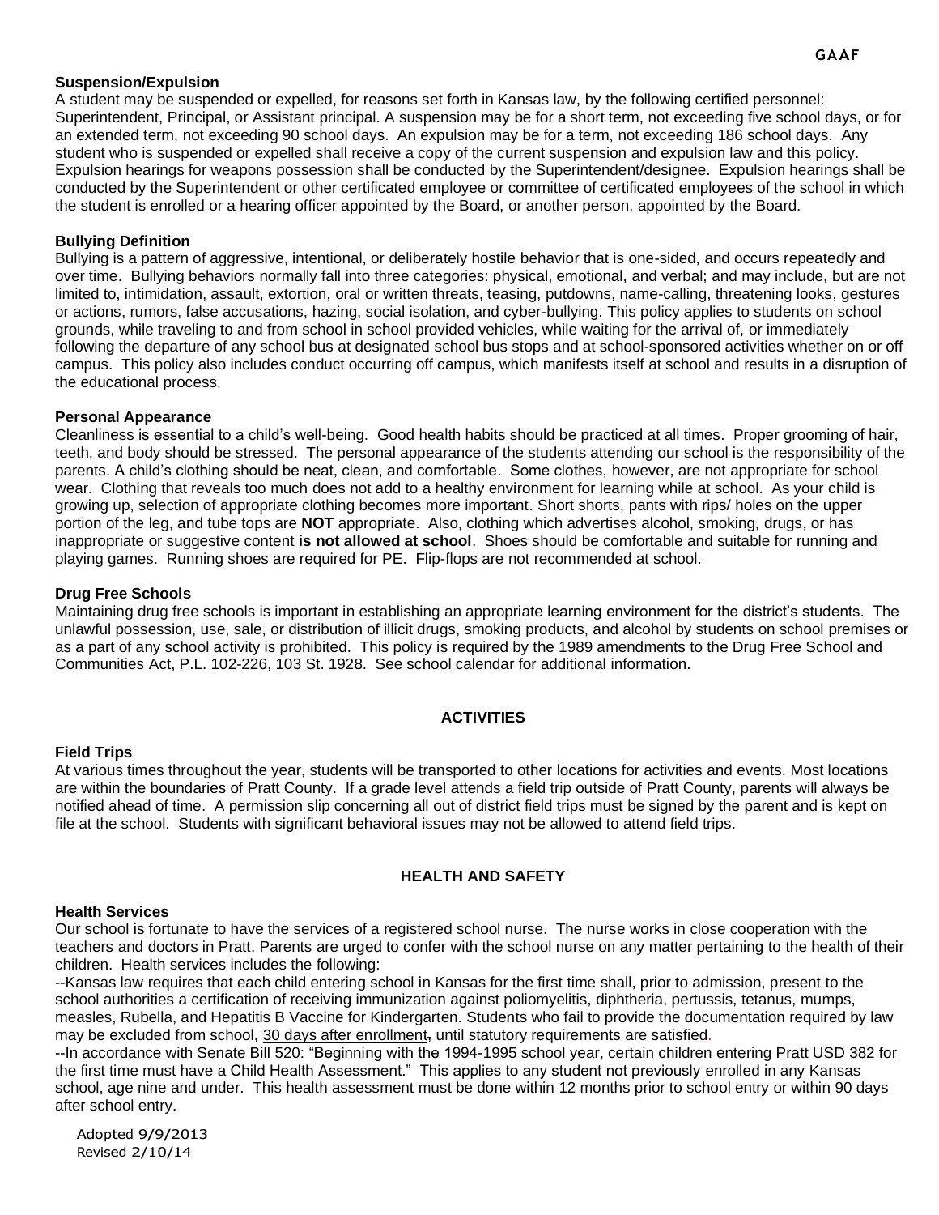**Suspension/Expulsion**

A student may be suspended or expelled, for reasons set forth in Kansas law, by the following certified personnel: Superintendent, Principal, or Assistant principal. A suspension may be for a short term, not exceeding five school days, or for an extended term, not exceeding 90 school days. An expulsion may be for a term, not exceeding 186 school days. Any student who is suspended or expelled shall receive a copy of the current suspension and expulsion law and this policy. Expulsion hearings for weapons possession shall be conducted by the Superintendent/designee. Expulsion hearings shall be conducted by the Superintendent or other certificated employee or committee of certificated employees of the school in which the student is enrolled or a hearing officer appointed by the Board, or another person, appointed by the Board.

**Bullying Definition**

Bullying is a pattern of aggressive, intentional, or deliberately hostile behavior that is one-sided, and occurs repeatedly and over time. Bullying behaviors normally fall into three categories: physical, emotional, and verbal; and may include, but are not limited to, intimidation, assault, extortion, oral or written threats, teasing, putdowns, name-calling, threatening looks, gestures or actions, rumors, false accusations, hazing, social isolation, and cyber-bullying. This policy applies to students on school grounds, while traveling to and from school in school provided vehicles, while waiting for the arrival of, or immediately following the departure of any school bus at designated school bus stops and at school-sponsored activities whether on or off campus. This policy also includes conduct occurring off campus, which manifests itself at school and results in a disruption of the educational process.

**Personal Appearance**

Cleanliness is essential to a child's well-being. Good health habits should be practiced at all times. Proper grooming of hair, teeth, and body should be stressed. The personal appearance of the students attending our school is the responsibility of the parents. A child's clothing should be neat, clean, and comfortable. Some clothes, however, are not appropriate for school wear. Clothing that reveals too much does not add to a healthy environment for learning while at school. As your child is growing up, selection of appropriate clothing becomes more important. Short shorts, pants with rips/ holes on the upper portion of the leg, and tube tops are **NOT** appropriate. Also, clothing which advertises alcohol, smoking, drugs, or has inappropriate or suggestive content **is not allowed at school**. Shoes should be comfortable and suitable for running and playing games. Running shoes are required for PE. Flip-flops are not recommended at school.

**Drug Free Schools**

Maintaining drug free schools is important in establishing an appropriate learning environment for the district's students. The unlawful possession, use, sale, or distribution of illicit drugs, smoking products, and alcohol by students on school premises or as a part of any school activity is prohibited. This policy is required by the 1989 amendments to the Drug Free School and Communities Act, P.L. 102-226, 103 St. 1928. See school calendar for additional information.

## ACTIVITIES

**Field Trips**

At various times throughout the year, students will be transported to other locations for activities and events. Most locations are within the boundaries of Pratt County. If a grade level attends a field trip outside of Pratt County, parents will always be notified ahead of time. A permission slip concerning all out of district field trips must be signed by the parent and is kept on file at the school. Students with significant behavioral issues may not be allowed to attend field trips.

## HEALTH AND SAFETY

**Health Services**

Our school is fortunate to have the services of a registered school nurse. The nurse works in close cooperation with the teachers and doctors in Pratt. Parents are urged to confer with the school nurse on any matter pertaining to the health of their children. Health services includes the following:

--Kansas law requires that each child entering school in Kansas for the first time shall, prior to admission, present to the school authorities a certification of receiving immunization against poliomyelitis, diphtheria, pertussis, tetanus, mumps, measles, Rubella, and Hepatitis B Vaccine for Kindergarten. Students who fail to provide the documentation required by law may be excluded from school, 30 days after enrollment, until statutory requirements are satisfied.

--In accordance with Senate Bill 520: "Beginning with the 1994-1995 school year, certain children entering Pratt USD 382 for the first time must have a Child Health Assessment." This applies to any student not previously enrolled in any Kansas school, age nine and under. This health assessment must be done within 12 months prior to school entry or within 90 days after school entry.

Adopted 9/9/2013
Revised 2/10/14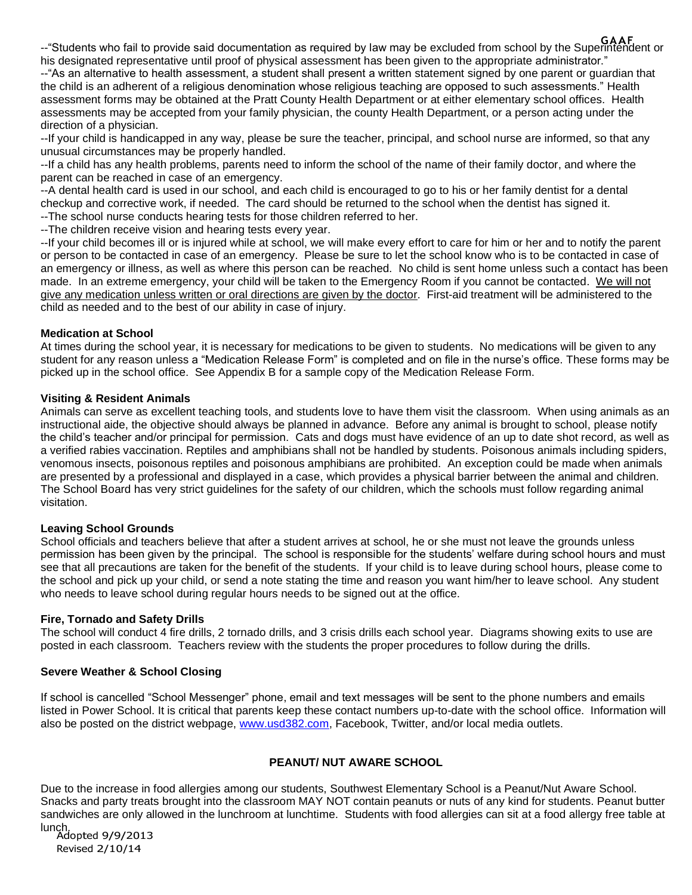--"Students who fail to provide said documentation as required by law may be excluded from school by the Superintendent or his designated representative until proof of physical assessment has been given to the appropriate administrator."

--"As an alternative to health assessment, a student shall present a written statement signed by one parent or guardian that the child is an adherent of a religious denomination whose religious teaching are opposed to such assessments." Health assessment forms may be obtained at the Pratt County Health Department or at either elementary school offices. Health assessments may be accepted from your family physician, the county Health Department, or a person acting under the direction of a physician.

--If your child is handicapped in any way, please be sure the teacher, principal, and school nurse are informed, so that any unusual circumstances may be properly handled.

--If a child has any health problems, parents need to inform the school of the name of their family doctor, and where the parent can be reached in case of an emergency.

--A dental health card is used in our school, and each child is encouraged to go to his or her family dentist for a dental checkup and corrective work, if needed. The card should be returned to the school when the dentist has signed it.

--The school nurse conducts hearing tests for those children referred to her.

--The children receive vision and hearing tests every year.

--If your child becomes ill or is injured while at school, we will make every effort to care for him or her and to notify the parent or person to be contacted in case of an emergency. Please be sure to let the school know who is to be contacted in case of an emergency or illness, as well as where this person can be reached. No child is sent home unless such a contact has been made. In an extreme emergency, your child will be taken to the Emergency Room if you cannot be contacted. We will not give any medication unless written or oral directions are given by the doctor. First-aid treatment will be administered to the child as needed and to the best of our ability in case of injury.

**Medication at School**

At times during the school year, it is necessary for medications to be given to students. No medications will be given to any student for any reason unless a "Medication Release Form" is completed and on file in the nurse's office. These forms may be picked up in the school office. See Appendix B for a sample copy of the Medication Release Form.

**Visiting & Resident Animals**

Animals can serve as excellent teaching tools, and students love to have them visit the classroom. When using animals as an instructional aide, the objective should always be planned in advance. Before any animal is brought to school, please notify the child's teacher and/or principal for permission. Cats and dogs must have evidence of an up to date shot record, as well as a verified rabies vaccination. Reptiles and amphibians shall not be handled by students. Poisonous animals including spiders, venomous insects, poisonous reptiles and poisonous amphibians are prohibited. An exception could be made when animals are presented by a professional and displayed in a case, which provides a physical barrier between the animal and children. The School Board has very strict guidelines for the safety of our children, which the schools must follow regarding animal visitation.

**Leaving School Grounds**

School officials and teachers believe that after a student arrives at school, he or she must not leave the grounds unless permission has been given by the principal. The school is responsible for the students' welfare during school hours and must see that all precautions are taken for the benefit of the students. If your child is to leave during school hours, please come to the school and pick up your child, or send a note stating the time and reason you want him/her to leave school. Any student who needs to leave school during regular hours needs to be signed out at the office.

**Fire, Tornado and Safety Drills**

The school will conduct 4 fire drills, 2 tornado drills, and 3 crisis drills each school year. Diagrams showing exits to use are posted in each classroom. Teachers review with the students the proper procedures to follow during the drills.

**Severe Weather & School Closing**

If school is cancelled "School Messenger" phone, email and text messages will be sent to the phone numbers and emails listed in Power School. It is critical that parents keep these contact numbers up-to-date with the school office. Information will also be posted on the district webpage, www.usd382.com, Facebook, Twitter, and/or local media outlets.

**PEANUT/ NUT AWARE SCHOOL**

Due to the increase in food allergies among our students, Southwest Elementary School is a Peanut/Nut Aware School. Snacks and party treats brought into the classroom MAY NOT contain peanuts or nuts of any kind for students. Peanut butter sandwiches are only allowed in the lunchroom at lunchtime. Students with food allergies can sit at a food allergy free table at lunch.

Adopted 9/9/2013
Revised 2/10/14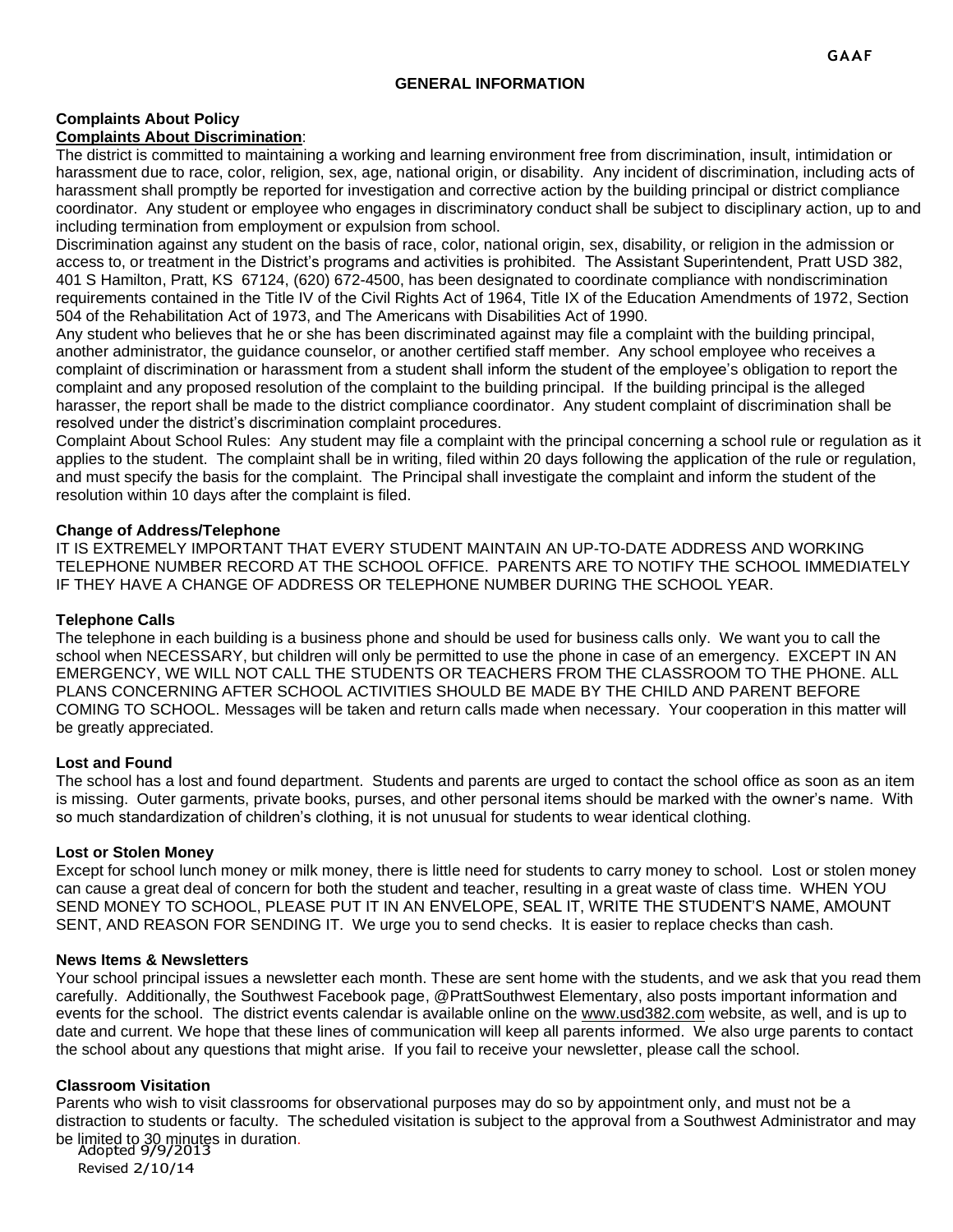# GENERAL INFORMATION

### Complaints About Policy

**Complaints About Discrimination**:

The district is committed to maintaining a working and learning environment free from discrimination, insult, intimidation or harassment due to race, color, religion, sex, age, national origin, or disability. Any incident of discrimination, including acts of harassment shall promptly be reported for investigation and corrective action by the building principal or district compliance coordinator. Any student or employee who engages in discriminatory conduct shall be subject to disciplinary action, up to and including termination from employment or expulsion from school.

Discrimination against any student on the basis of race, color, national origin, sex, disability, or religion in the admission or access to, or treatment in the District's programs and activities is prohibited. The Assistant Superintendent, Pratt USD 382, 401 S Hamilton, Pratt, KS 67124, (620) 672-4500, has been designated to coordinate compliance with nondiscrimination requirements contained in the Title IV of the Civil Rights Act of 1964, Title IX of the Education Amendments of 1972, Section 504 of the Rehabilitation Act of 1973, and The Americans with Disabilities Act of 1990.

Any student who believes that he or she has been discriminated against may file a complaint with the building principal, another administrator, the guidance counselor, or another certified staff member. Any school employee who receives a complaint of discrimination or harassment from a student shall inform the student of the employee's obligation to report the complaint and any proposed resolution of the complaint to the building principal. If the building principal is the alleged harasser, the report shall be made to the district compliance coordinator. Any student complaint of discrimination shall be resolved under the district's discrimination complaint procedures.

Complaint About School Rules: Any student may file a complaint with the principal concerning a school rule or regulation as it applies to the student. The complaint shall be in writing, filed within 20 days following the application of the rule or regulation, and must specify the basis for the complaint. The Principal shall investigate the complaint and inform the student of the resolution within 10 days after the complaint is filed.

### Change of Address/Telephone

IT IS EXTREMELY IMPORTANT THAT EVERY STUDENT MAINTAIN AN UP-TO-DATE ADDRESS AND WORKING TELEPHONE NUMBER RECORD AT THE SCHOOL OFFICE. PARENTS ARE TO NOTIFY THE SCHOOL IMMEDIATELY IF THEY HAVE A CHANGE OF ADDRESS OR TELEPHONE NUMBER DURING THE SCHOOL YEAR.

### Telephone Calls

The telephone in each building is a business phone and should be used for business calls only. We want you to call the school when NECESSARY, but children will only be permitted to use the phone in case of an emergency. EXCEPT IN AN EMERGENCY, WE WILL NOT CALL THE STUDENTS OR TEACHERS FROM THE CLASSROOM TO THE PHONE. ALL PLANS CONCERNING AFTER SCHOOL ACTIVITIES SHOULD BE MADE BY THE CHILD AND PARENT BEFORE COMING TO SCHOOL. Messages will be taken and return calls made when necessary. Your cooperation in this matter will be greatly appreciated.

### Lost and Found

The school has a lost and found department. Students and parents are urged to contact the school office as soon as an item is missing. Outer garments, private books, purses, and other personal items should be marked with the owner's name. With so much standardization of children's clothing, it is not unusual for students to wear identical clothing.

### Lost or Stolen Money

Except for school lunch money or milk money, there is little need for students to carry money to school. Lost or stolen money can cause a great deal of concern for both the student and teacher, resulting in a great waste of class time. WHEN YOU SEND MONEY TO SCHOOL, PLEASE PUT IT IN AN ENVELOPE, SEAL IT, WRITE THE STUDENT'S NAME, AMOUNT SENT, AND REASON FOR SENDING IT. We urge you to send checks. It is easier to replace checks than cash.

### News Items & Newsletters

Your school principal issues a newsletter each month. These are sent home with the students, and we ask that you read them carefully. Additionally, the Southwest Facebook page, @PrattSouthwest Elementary, also posts important information and events for the school. The district events calendar is available online on the www.usd382.com website, as well, and is up to date and current. We hope that these lines of communication will keep all parents informed. We also urge parents to contact the school about any questions that might arise. If you fail to receive your newsletter, please call the school.

### Classroom Visitation

Parents who wish to visit classrooms for observational purposes may do so by appointment only, and must not be a distraction to students or faculty. The scheduled visitation is subject to the approval from a Southwest Administrator and may be limited to 30 minutes in duration.

Adopted 9/9/2013
Revised 2/10/14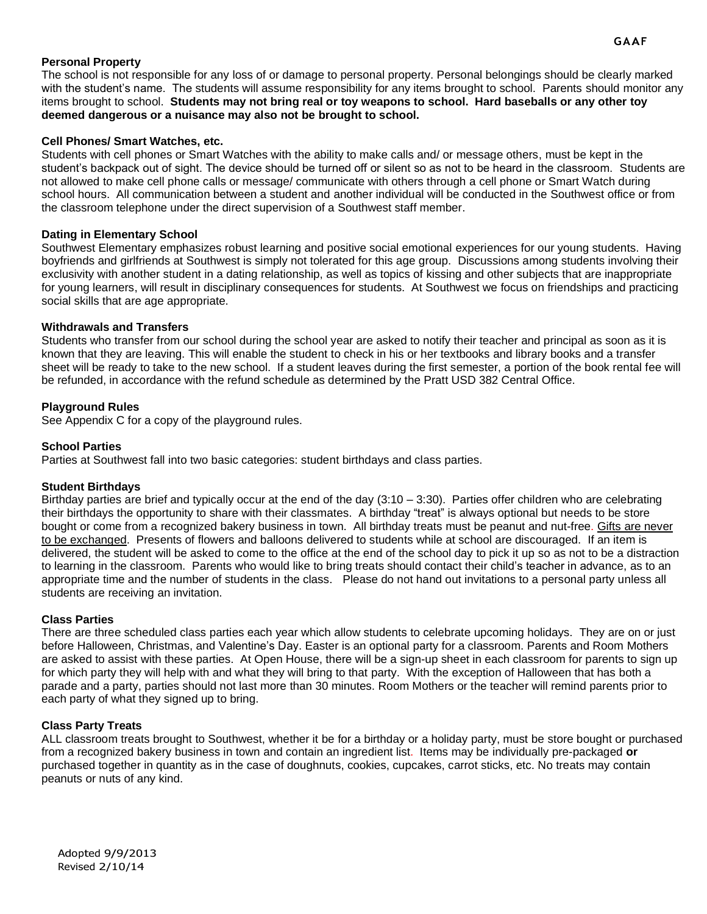### Personal Property

The school is not responsible for any loss of or damage to personal property. Personal belongings should be clearly marked with the student's name. The students will assume responsibility for any items brought to school. Parents should monitor any items brought to school. **Students may not bring real or toy weapons to school. Hard baseballs or any other toy deemed dangerous or a nuisance may also not be brought to school.**

### Cell Phones/ Smart Watches, etc.

Students with cell phones or Smart Watches with the ability to make calls and/ or message others, must be kept in the student's backpack out of sight. The device should be turned off or silent so as not to be heard in the classroom. Students are not allowed to make cell phone calls or message/ communicate with others through a cell phone or Smart Watch during school hours. All communication between a student and another individual will be conducted in the Southwest office or from the classroom telephone under the direct supervision of a Southwest staff member.

### Dating in Elementary School

Southwest Elementary emphasizes robust learning and positive social emotional experiences for our young students. Having boyfriends and girlfriends at Southwest is simply not tolerated for this age group. Discussions among students involving their exclusivity with another student in a dating relationship, as well as topics of kissing and other subjects that are inappropriate for young learners, will result in disciplinary consequences for students. At Southwest we focus on friendships and practicing social skills that are age appropriate.

### Withdrawals and Transfers

Students who transfer from our school during the school year are asked to notify their teacher and principal as soon as it is known that they are leaving. This will enable the student to check in his or her textbooks and library books and a transfer sheet will be ready to take to the new school. If a student leaves during the first semester, a portion of the book rental fee will be refunded, in accordance with the refund schedule as determined by the Pratt USD 382 Central Office.

### Playground Rules

See Appendix C for a copy of the playground rules.

### School Parties

Parties at Southwest fall into two basic categories: student birthdays and class parties.

### Student Birthdays

Birthday parties are brief and typically occur at the end of the day (3:10 – 3:30). Parties offer children who are celebrating their birthdays the opportunity to share with their classmates. A birthday "treat" is always optional but needs to be store bought or come from a recognized bakery business in town. All birthday treats must be peanut and nut-free. <u>Gifts are never to be exchanged</u>. Presents of flowers and balloons delivered to students while at school are discouraged. If an item is delivered, the student will be asked to come to the office at the end of the school day to pick it up so as not to be a distraction to learning in the classroom. Parents who would like to bring treats should contact their child's teacher in advance, as to an appropriate time and the number of students in the class. Please do not hand out invitations to a personal party unless all students are receiving an invitation.

### Class Parties

There are three scheduled class parties each year which allow students to celebrate upcoming holidays. They are on or just before Halloween, Christmas, and Valentine's Day. Easter is an optional party for a classroom. Parents and Room Mothers are asked to assist with these parties. At Open House, there will be a sign-up sheet in each classroom for parents to sign up for which party they will help with and what they will bring to that party. With the exception of Halloween that has both a parade and a party, parties should not last more than 30 minutes. Room Mothers or the teacher will remind parents prior to each party of what they signed up to bring.

### Class Party Treats

ALL classroom treats brought to Southwest, whether it be for a birthday or a holiday party, must be store bought or purchased from a recognized bakery business in town and contain an ingredient list. Items may be individually pre-packaged **or** purchased together in quantity as in the case of doughnuts, cookies, cupcakes, carrot sticks, etc. No treats may contain peanuts or nuts of any kind.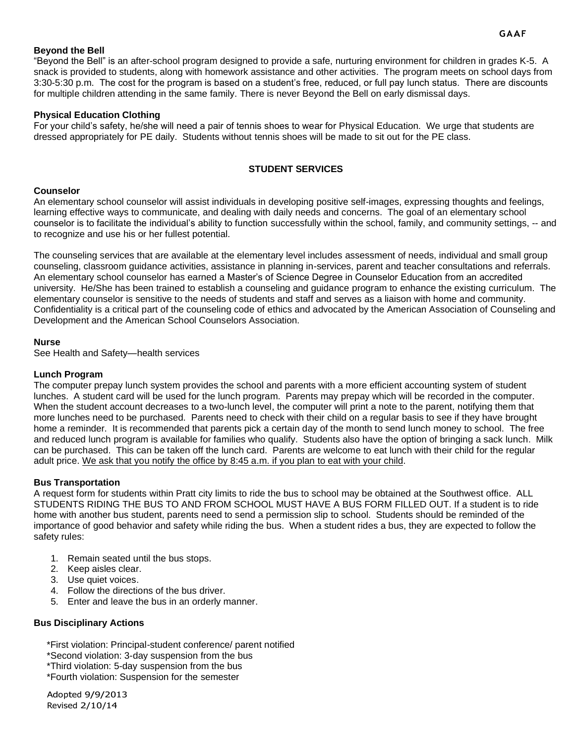### Beyond the Bell

"Beyond the Bell" is an after-school program designed to provide a safe, nurturing environment for children in grades K-5. A snack is provided to students, along with homework assistance and other activities. The program meets on school days from 3:30-5:30 p.m. The cost for the program is based on a student's free, reduced, or full pay lunch status. There are discounts for multiple children attending in the same family. There is never Beyond the Bell on early dismissal days.

### Physical Education Clothing

For your child's safety, he/she will need a pair of tennis shoes to wear for Physical Education. We urge that students are dressed appropriately for PE daily. Students without tennis shoes will be made to sit out for the PE class.

## STUDENT SERVICES

### Counselor

An elementary school counselor will assist individuals in developing positive self-images, expressing thoughts and feelings, learning effective ways to communicate, and dealing with daily needs and concerns. The goal of an elementary school counselor is to facilitate the individual's ability to function successfully within the school, family, and community settings, -- and to recognize and use his or her fullest potential.

The counseling services that are available at the elementary level includes assessment of needs, individual and small group counseling, classroom guidance activities, assistance in planning in-services, parent and teacher consultations and referrals. An elementary school counselor has earned a Master's of Science Degree in Counselor Education from an accredited university. He/She has been trained to establish a counseling and guidance program to enhance the existing curriculum. The elementary counselor is sensitive to the needs of students and staff and serves as a liaison with home and community. Confidentiality is a critical part of the counseling code of ethics and advocated by the American Association of Counseling and Development and the American School Counselors Association.

### Nurse

See Health and Safety—health services

### Lunch Program

The computer prepay lunch system provides the school and parents with a more efficient accounting system of student lunches. A student card will be used for the lunch program. Parents may prepay which will be recorded in the computer. When the student account decreases to a two-lunch level, the computer will print a note to the parent, notifying them that more lunches need to be purchased. Parents need to check with their child on a regular basis to see if they have brought home a reminder. It is recommended that parents pick a certain day of the month to send lunch money to school. The free and reduced lunch program is available for families who qualify. Students also have the option of bringing a sack lunch. Milk can be purchased. This can be taken off the lunch card. Parents are welcome to eat lunch with their child for the regular adult price. <u>We ask that you notify the office by 8:45 a.m. if you plan to eat with your child</u>.

### Bus Transportation

A request form for students within Pratt city limits to ride the bus to school may be obtained at the Southwest office. ALL STUDENTS RIDING THE BUS TO AND FROM SCHOOL MUST HAVE A BUS FORM FILLED OUT. If a student is to ride home with another bus student, parents need to send a permission slip to school. Students should be reminded of the importance of good behavior and safety while riding the bus. When a student rides a bus, they are expected to follow the safety rules:

1. Remain seated until the bus stops.
2. Keep aisles clear.
3. Use quiet voices.
4. Follow the directions of the bus driver.
5. Enter and leave the bus in an orderly manner.

### Bus Disciplinary Actions

*First violation: Principal-student conference/ parent notified
*Second violation: 3-day suspension from the bus
*Third violation: 5-day suspension from the bus
*Fourth violation: Suspension for the semester

Adopted 9/9/2013
Revised 2/10/14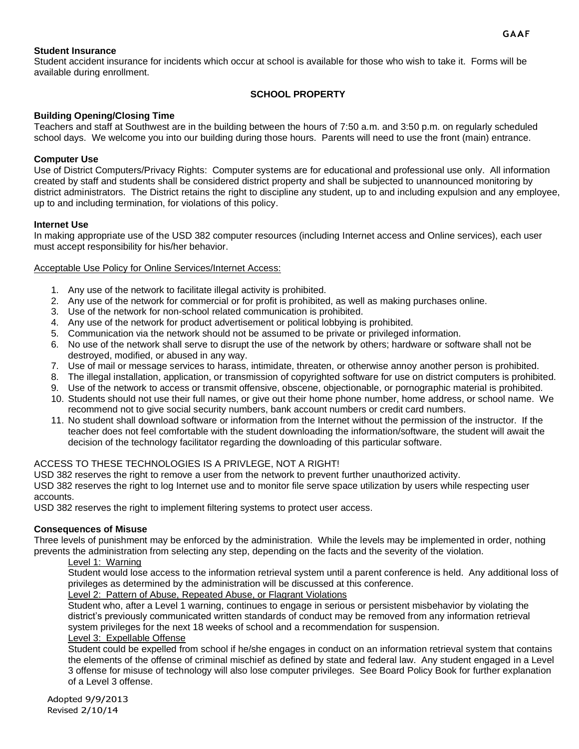**Student Insurance**
Student accident insurance for incidents which occur at school is available for those who wish to take it. Forms will be available during enrollment.

## SCHOOL PROPERTY

**Building Opening/Closing Time**
Teachers and staff at Southwest are in the building between the hours of 7:50 a.m. and 3:50 p.m. on regularly scheduled school days. We welcome you into our building during those hours. Parents will need to use the front (main) entrance.

**Computer Use**
Use of District Computers/Privacy Rights: Computer systems are for educational and professional use only. All information created by staff and students shall be considered district property and shall be subjected to unannounced monitoring by district administrators. The District retains the right to discipline any student, up to and including expulsion and any employee, up to and including termination, for violations of this policy.

**Internet Use**
In making appropriate use of the USD 382 computer resources (including Internet access and Online services), each user must accept responsibility for his/her behavior.

Acceptable Use Policy for Online Services/Internet Access:

1. Any use of the network to facilitate illegal activity is prohibited.
2. Any use of the network for commercial or for profit is prohibited, as well as making purchases online.
3. Use of the network for non-school related communication is prohibited.
4. Any use of the network for product advertisement or political lobbying is prohibited.
5. Communication via the network should not be assumed to be private or privileged information.
6. No use of the network shall serve to disrupt the use of the network by others; hardware or software shall not be destroyed, modified, or abused in any way.
7. Use of mail or message services to harass, intimidate, threaten, or otherwise annoy another person is prohibited.
8. The illegal installation, application, or transmission of copyrighted software for use on district computers is prohibited.
9. Use of the network to access or transmit offensive, obscene, objectionable, or pornographic material is prohibited.
10. Students should not use their full names, or give out their home phone number, home address, or school name. We recommend not to give social security numbers, bank account numbers or credit card numbers.
11. No student shall download software or information from the Internet without the permission of the instructor. If the teacher does not feel comfortable with the student downloading the information/software, the student will await the decision of the technology facilitator regarding the downloading of this particular software.

ACCESS TO THESE TECHNOLOGIES IS A PRIVLEGE, NOT A RIGHT!
USD 382 reserves the right to remove a user from the network to prevent further unauthorized activity.
USD 382 reserves the right to log Internet use and to monitor file serve space utilization by users while respecting user accounts.
USD 382 reserves the right to implement filtering systems to protect user access.

**Consequences of Misuse**
Three levels of punishment may be enforced by the administration. While the levels may be implemented in order, nothing prevents the administration from selecting any step, depending on the facts and the severity of the violation.

Level 1: Warning
Student would lose access to the information retrieval system until a parent conference is held. Any additional loss of privileges as determined by the administration will be discussed at this conference.

Level 2: Pattern of Abuse, Repeated Abuse, or Flagrant Violations
Student who, after a Level 1 warning, continues to engage in serious or persistent misbehavior by violating the district's previously communicated written standards of conduct may be removed from any information retrieval system privileges for the next 18 weeks of school and a recommendation for suspension.

Level 3: Expellable Offense
Student could be expelled from school if he/she engages in conduct on an information retrieval system that contains the elements of the offense of criminal mischief as defined by state and federal law. Any student engaged in a Level 3 offense for misuse of technology will also lose computer privileges. See Board Policy Book for further explanation of a Level 3 offense.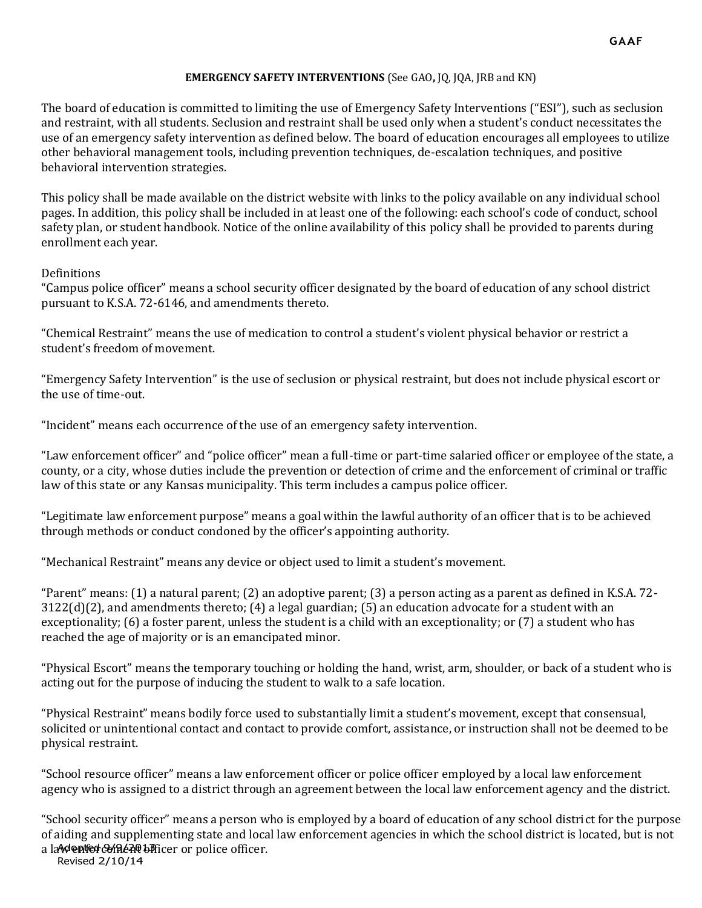# EMERGENCY SAFETY INTERVENTIONS (See GAO, JQ, JQA, JRB and KN)

The board of education is committed to limiting the use of Emergency Safety Interventions ("ESI"), such as seclusion and restraint, with all students. Seclusion and restraint shall be used only when a student's conduct necessitates the use of an emergency safety intervention as defined below. The board of education encourages all employees to utilize other behavioral management tools, including prevention techniques, de-escalation techniques, and positive behavioral intervention strategies.

This policy shall be made available on the district website with links to the policy available on any individual school pages. In addition, this policy shall be included in at least one of the following: each school's code of conduct, school safety plan, or student handbook. Notice of the online availability of this policy shall be provided to parents during enrollment each year.

Definitions

"Campus police officer" means a school security officer designated by the board of education of any school district pursuant to K.S.A. 72-6146, and amendments thereto.

"Chemical Restraint" means the use of medication to control a student's violent physical behavior or restrict a student's freedom of movement.

"Emergency Safety Intervention" is the use of seclusion or physical restraint, but does not include physical escort or the use of time-out.

"Incident" means each occurrence of the use of an emergency safety intervention.

"Law enforcement officer" and "police officer" mean a full-time or part-time salaried officer or employee of the state, a county, or a city, whose duties include the prevention or detection of crime and the enforcement of criminal or traffic law of this state or any Kansas municipality. This term includes a campus police officer.

"Legitimate law enforcement purpose" means a goal within the lawful authority of an officer that is to be achieved through methods or conduct condoned by the officer's appointing authority.

"Mechanical Restraint" means any device or object used to limit a student's movement.

"Parent" means: (1) a natural parent; (2) an adoptive parent; (3) a person acting as a parent as defined in K.S.A. 72-3122(d)(2), and amendments thereto; (4) a legal guardian; (5) an education advocate for a student with an exceptionality; (6) a foster parent, unless the student is a child with an exceptionality; or (7) a student who has reached the age of majority or is an emancipated minor.

"Physical Escort" means the temporary touching or holding the hand, wrist, arm, shoulder, or back of a student who is acting out for the purpose of inducing the student to walk to a safe location.

"Physical Restraint" means bodily force used to substantially limit a student's movement, except that consensual, solicited or unintentional contact and contact to provide comfort, assistance, or instruction shall not be deemed to be physical restraint.

"School resource officer" means a law enforcement officer or police officer employed by a local law enforcement agency who is assigned to a district through an agreement between the local law enforcement agency and the district.

"School security officer" means a person who is employed by a board of education of any school district for the purpose of aiding and supplementing state and local law enforcement agencies in which the school district is located, but is not a law enforcement officer or police officer.

Adopted 9/9/2013
Revised 2/10/14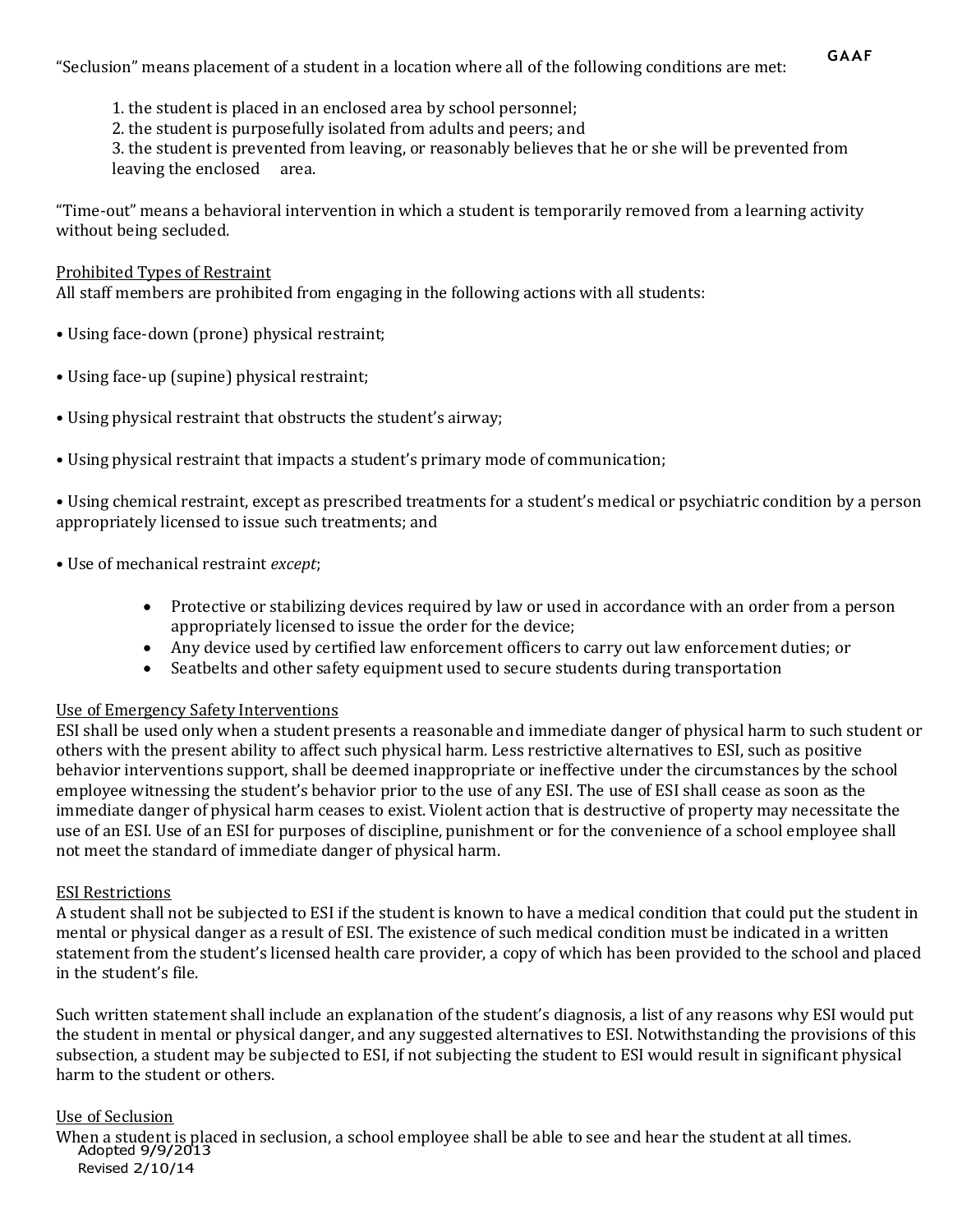"Seclusion" means placement of a student in a location where all of the following conditions are met:

1. the student is placed in an enclosed area by school personnel;
2. the student is purposefully isolated from adults and peers; and
3. the student is prevented from leaving, or reasonably believes that he or she will be prevented from leaving the enclosed area.

"Time-out" means a behavioral intervention in which a student is temporarily removed from a learning activity without being secluded.

<u>Prohibited Types of Restraint</u>

All staff members are prohibited from engaging in the following actions with all students:

- Using face-down (prone) physical restraint;
- Using face-up (supine) physical restraint;
- Using physical restraint that obstructs the student's airway;
- Using physical restraint that impacts a student's primary mode of communication;
- Using chemical restraint, except as prescribed treatments for a student's medical or psychiatric condition by a person appropriately licensed to issue such treatments; and
- Use of mechanical restraint *except*;
    - Protective or stabilizing devices required by law or used in accordance with an order from a person appropriately licensed to issue the order for the device;
    - Any device used by certified law enforcement officers to carry out law enforcement duties; or
    - Seatbelts and other safety equipment used to secure students during transportation

<u>Use of Emergency Safety Interventions</u>

ESI shall be used only when a student presents a reasonable and immediate danger of physical harm to such student or others with the present ability to affect such physical harm. Less restrictive alternatives to ESI, such as positive behavior interventions support, shall be deemed inappropriate or ineffective under the circumstances by the school employee witnessing the student's behavior prior to the use of any ESI. The use of ESI shall cease as soon as the immediate danger of physical harm ceases to exist. Violent action that is destructive of property may necessitate the use of an ESI. Use of an ESI for purposes of discipline, punishment or for the convenience of a school employee shall not meet the standard of immediate danger of physical harm.

<u>ESI Restrictions</u>

A student shall not be subjected to ESI if the student is known to have a medical condition that could put the student in mental or physical danger as a result of ESI. The existence of such medical condition must be indicated in a written statement from the student's licensed health care provider, a copy of which has been provided to the school and placed in the student's file.

Such written statement shall include an explanation of the student's diagnosis, a list of any reasons why ESI would put the student in mental or physical danger, and any suggested alternatives to ESI. Notwithstanding the provisions of this subsection, a student may be subjected to ESI, if not subjecting the student to ESI would result in significant physical harm to the student or others.

<u>Use of Seclusion</u>

When a student is placed in seclusion, a school employee shall be able to see and hear the student at all times.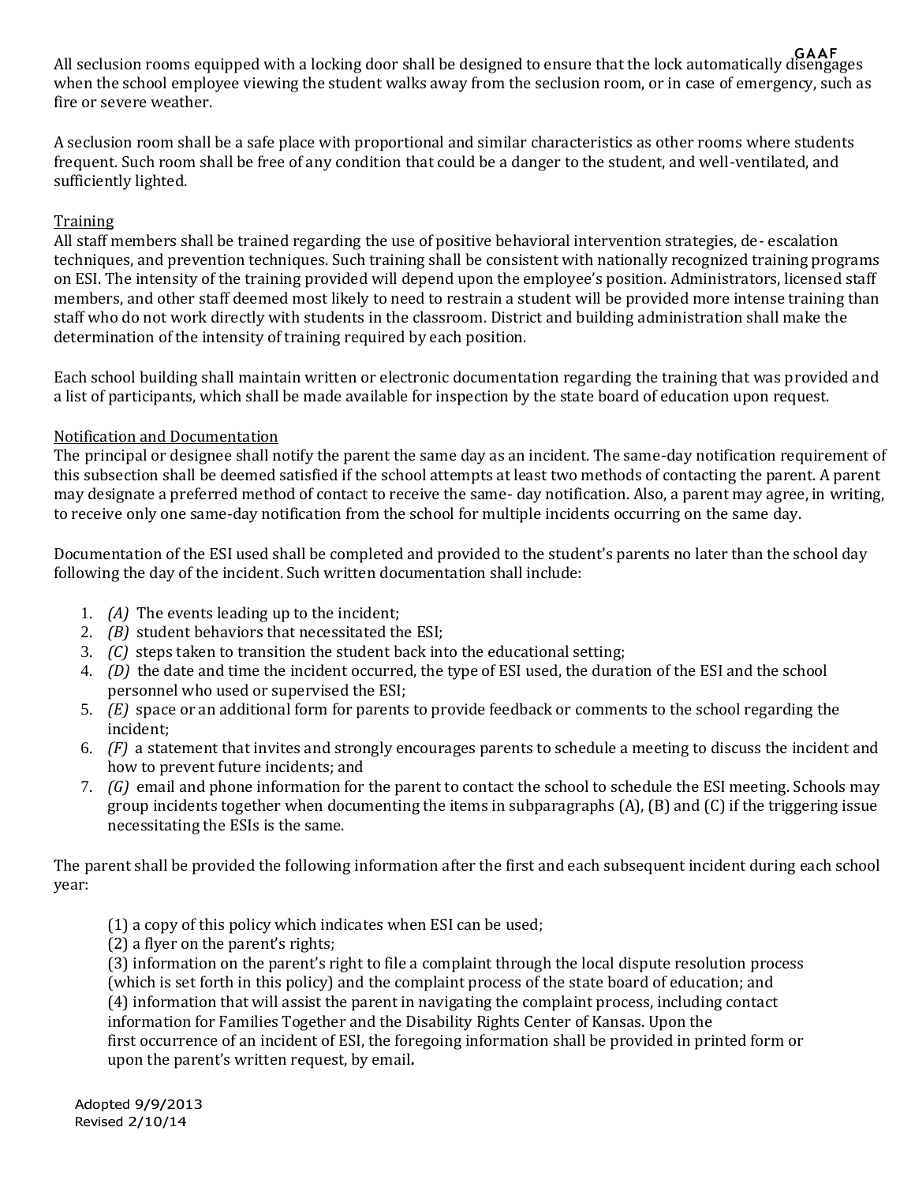All seclusion rooms equipped with a locking door shall be designed to ensure that the lock automatically disengages when the school employee viewing the student walks away from the seclusion room, or in case of emergency, such as fire or severe weather.

A seclusion room shall be a safe place with proportional and similar characteristics as other rooms where students frequent. Such room shall be free of any condition that could be a danger to the student, and well-ventilated, and sufficiently lighted.

## Training

All staff members shall be trained regarding the use of positive behavioral intervention strategies, de- escalation techniques, and prevention techniques. Such training shall be consistent with nationally recognized training programs on ESI. The intensity of the training provided will depend upon the employee's position. Administrators, licensed staff members, and other staff deemed most likely to need to restrain a student will be provided more intense training than staff who do not work directly with students in the classroom. District and building administration shall make the determination of the intensity of training required by each position.

Each school building shall maintain written or electronic documentation regarding the training that was provided and a list of participants, which shall be made available for inspection by the state board of education upon request.

## Notification and Documentation

The principal or designee shall notify the parent the same day as an incident. The same-day notification requirement of this subsection shall be deemed satisfied if the school attempts at least two methods of contacting the parent. A parent may designate a preferred method of contact to receive the same- day notification. Also, a parent may agree, in writing, to receive only one same-day notification from the school for multiple incidents occurring on the same day.

Documentation of the ESI used shall be completed and provided to the student's parents no later than the school day following the day of the incident. Such written documentation shall include:

1. *(A)* The events leading up to the incident;
2. *(B)* student behaviors that necessitated the ESI;
3. *(C)* steps taken to transition the student back into the educational setting;
4. *(D)* the date and time the incident occurred, the type of ESI used, the duration of the ESI and the school personnel who used or supervised the ESI;
5. *(E)* space or an additional form for parents to provide feedback or comments to the school regarding the incident;
6. *(F)* a statement that invites and strongly encourages parents to schedule a meeting to discuss the incident and how to prevent future incidents; and
7. *(G)* email and phone information for the parent to contact the school to schedule the ESI meeting. Schools may group incidents together when documenting the items in subparagraphs (A), (B) and (C) if the triggering issue necessitating the ESIs is the same.

The parent shall be provided the following information after the first and each subsequent incident during each school year:

(1) a copy of this policy which indicates when ESI can be used;
(2) a flyer on the parent's rights;
(3) information on the parent's right to file a complaint through the local dispute resolution process (which is set forth in this policy) and the complaint process of the state board of education; and
(4) information that will assist the parent in navigating the complaint process, including contact information for Families Together and the Disability Rights Center of Kansas. Upon the first occurrence of an incident of ESI, the foregoing information shall be provided in printed form or upon the parent's written request, by email**.**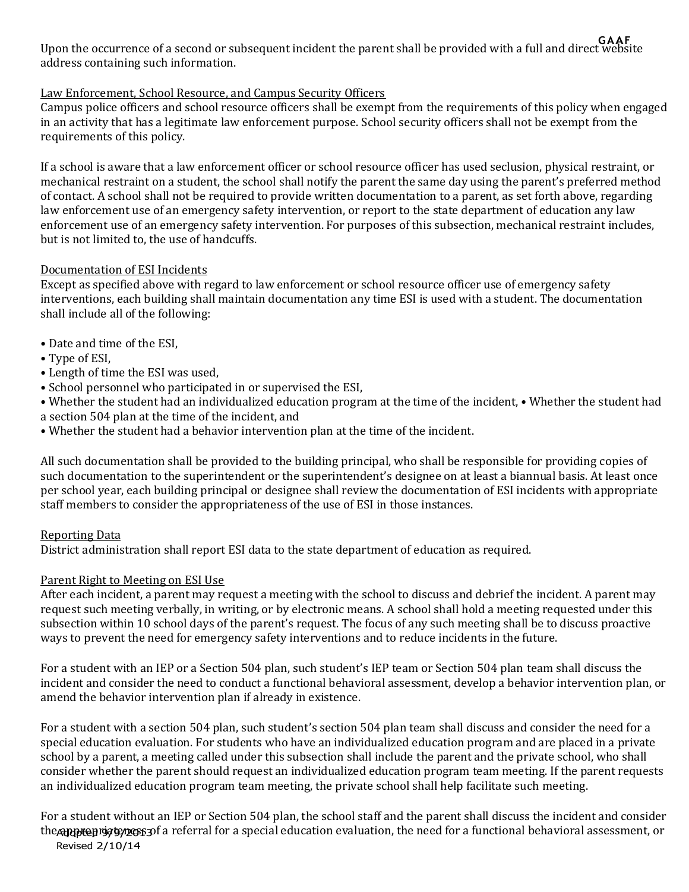Upon the occurrence of a second or subsequent incident the parent shall be provided with a full and direct website address containing such information.

Law Enforcement, School Resource, and Campus Security Officers

Campus police officers and school resource officers shall be exempt from the requirements of this policy when engaged in an activity that has a legitimate law enforcement purpose. School security officers shall not be exempt from the requirements of this policy.

If a school is aware that a law enforcement officer or school resource officer has used seclusion, physical restraint, or mechanical restraint on a student, the school shall notify the parent the same day using the parent's preferred method of contact. A school shall not be required to provide written documentation to a parent, as set forth above, regarding law enforcement use of an emergency safety intervention, or report to the state department of education any law enforcement use of an emergency safety intervention. For purposes of this subsection, mechanical restraint includes, but is not limited to, the use of handcuffs.

Documentation of ESI Incidents

Except as specified above with regard to law enforcement or school resource officer use of emergency safety interventions, each building shall maintain documentation any time ESI is used with a student. The documentation shall include all of the following:

- Date and time of the ESI,
- Type of ESI,
- Length of time the ESI was used,
- School personnel who participated in or supervised the ESI,
- Whether the student had an individualized education program at the time of the incident,
- Whether the student had a section 504 plan at the time of the incident, and
- Whether the student had a behavior intervention plan at the time of the incident.

All such documentation shall be provided to the building principal, who shall be responsible for providing copies of such documentation to the superintendent or the superintendent's designee on at least a biannual basis. At least once per school year, each building principal or designee shall review the documentation of ESI incidents with appropriate staff members to consider the appropriateness of the use of ESI in those instances.

Reporting Data

District administration shall report ESI data to the state department of education as required.

Parent Right to Meeting on ESI Use

After each incident, a parent may request a meeting with the school to discuss and debrief the incident. A parent may request such meeting verbally, in writing, or by electronic means. A school shall hold a meeting requested under this subsection within 10 school days of the parent's request. The focus of any such meeting shall be to discuss proactive ways to prevent the need for emergency safety interventions and to reduce incidents in the future.

For a student with an IEP or a Section 504 plan, such student's IEP team or Section 504 plan team shall discuss the incident and consider the need to conduct a functional behavioral assessment, develop a behavior intervention plan, or amend the behavior intervention plan if already in existence.

For a student with a section 504 plan, such student's section 504 plan team shall discuss and consider the need for a special education evaluation. For students who have an individualized education program and are placed in a private school by a parent, a meeting called under this subsection shall include the parent and the private school, who shall consider whether the parent should request an individualized education program team meeting. If the parent requests an individualized education program team meeting, the private school shall help facilitate such meeting.

For a student without an IEP or Section 504 plan, the school staff and the parent shall discuss the incident and consider the appropriateness of a referral for a special education evaluation, the need for a functional behavioral assessment, or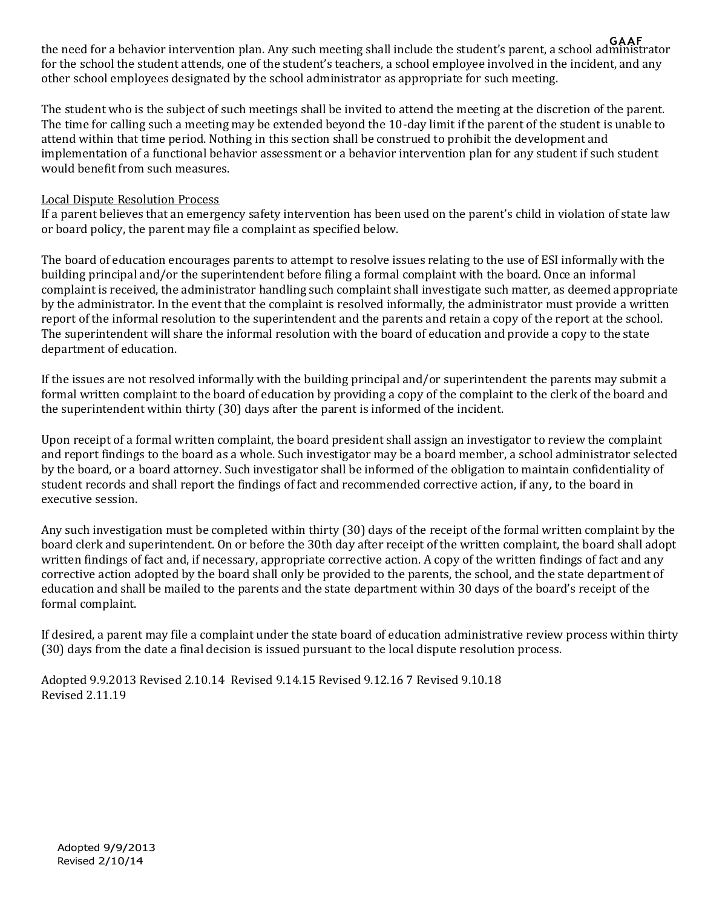the need for a behavior intervention plan. Any such meeting shall include the student's parent, a school administrator for the school the student attends, one of the student's teachers, a school employee involved in the incident, and any other school employees designated by the school administrator as appropriate for such meeting.

The student who is the subject of such meetings shall be invited to attend the meeting at the discretion of the parent. The time for calling such a meeting may be extended beyond the 10-day limit if the parent of the student is unable to attend within that time period. Nothing in this section shall be construed to prohibit the development and implementation of a functional behavior assessment or a behavior intervention plan for any student if such student would benefit from such measures.

Local Dispute Resolution Process

If a parent believes that an emergency safety intervention has been used on the parent's child in violation of state law or board policy, the parent may file a complaint as specified below.

The board of education encourages parents to attempt to resolve issues relating to the use of ESI informally with the building principal and/or the superintendent before filing a formal complaint with the board. Once an informal complaint is received, the administrator handling such complaint shall investigate such matter, as deemed appropriate by the administrator. In the event that the complaint is resolved informally, the administrator must provide a written report of the informal resolution to the superintendent and the parents and retain a copy of the report at the school. The superintendent will share the informal resolution with the board of education and provide a copy to the state department of education.

If the issues are not resolved informally with the building principal and/or superintendent the parents may submit a formal written complaint to the board of education by providing a copy of the complaint to the clerk of the board and the superintendent within thirty (30) days after the parent is informed of the incident.

Upon receipt of a formal written complaint, the board president shall assign an investigator to review the complaint and report findings to the board as a whole. Such investigator may be a board member, a school administrator selected by the board, or a board attorney. Such investigator shall be informed of the obligation to maintain confidentiality of student records and shall report the findings of fact and recommended corrective action, if any, to the board in executive session.

Any such investigation must be completed within thirty (30) days of the receipt of the formal written complaint by the board clerk and superintendent. On or before the 30th day after receipt of the written complaint, the board shall adopt written findings of fact and, if necessary, appropriate corrective action. A copy of the written findings of fact and any corrective action adopted by the board shall only be provided to the parents, the school, and the state department of education and shall be mailed to the parents and the state department within 30 days of the board's receipt of the formal complaint.

If desired, a parent may file a complaint under the state board of education administrative review process within thirty (30) days from the date a final decision is issued pursuant to the local dispute resolution process.

Adopted 9.9.2013 Revised 2.10.14 Revised 9.14.15 Revised 9.12.16 7 Revised 9.10.18
Revised 2.11.19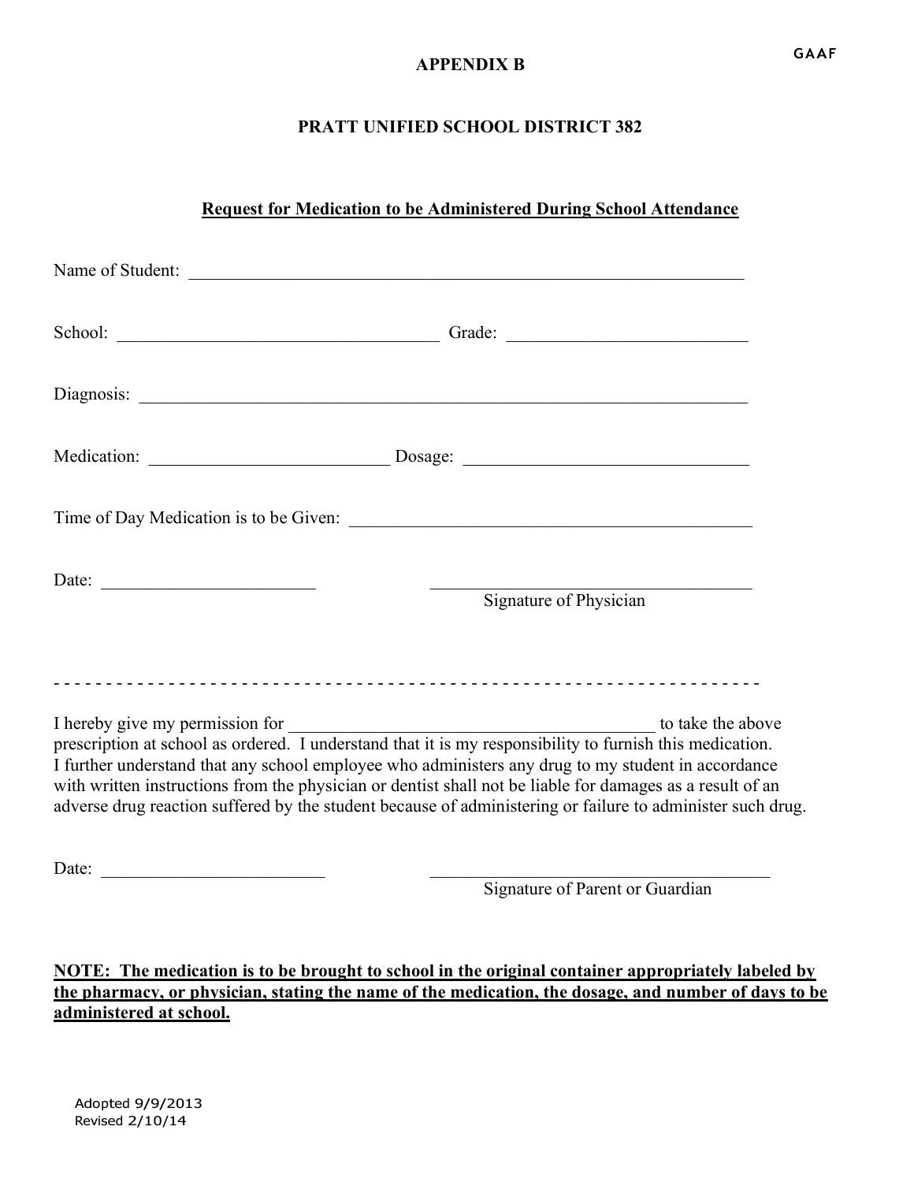GAAF

**APPENDIX B**

**PRATT UNIFIED SCHOOL DISTRICT 382**

**Request for Medication to be Administered During School Attendance**

Name of Student: ________________________________________________________________

School: _____________________________________ Grade: ___________________________

Diagnosis: ______________________________________________________________________

Medication: ___________________________ Dosage: _________________________________

Time of Day Medication is to be Given: ______________________________________________

Date: ________________________ _____________________________________
Signature of Physician

- - - - - - - - - - - - - - - - - - - - - - - - - - - - - - - - - - - - - - - - - - - - - - - - - - - - - - - - - - - - - - - - - - -

I hereby give my permission for __________________________________________ to take the above prescription at school as ordered. I understand that it is my responsibility to furnish this medication. I further understand that any school employee who administers any drug to my student in accordance with written instructions from the physician or dentist shall not be liable for damages as a result of an adverse drug reaction suffered by the student because of administering or failure to administer such drug.

Date: _________________________ _______________________________________
Signature of Parent or Guardian

**NOTE: The medication is to be brought to school in the original container appropriately labeled by the pharmacy, or physician, stating the name of the medication, the dosage, and number of days to be administered at school.**

Adopted 9/9/2013
Revised 2/10/14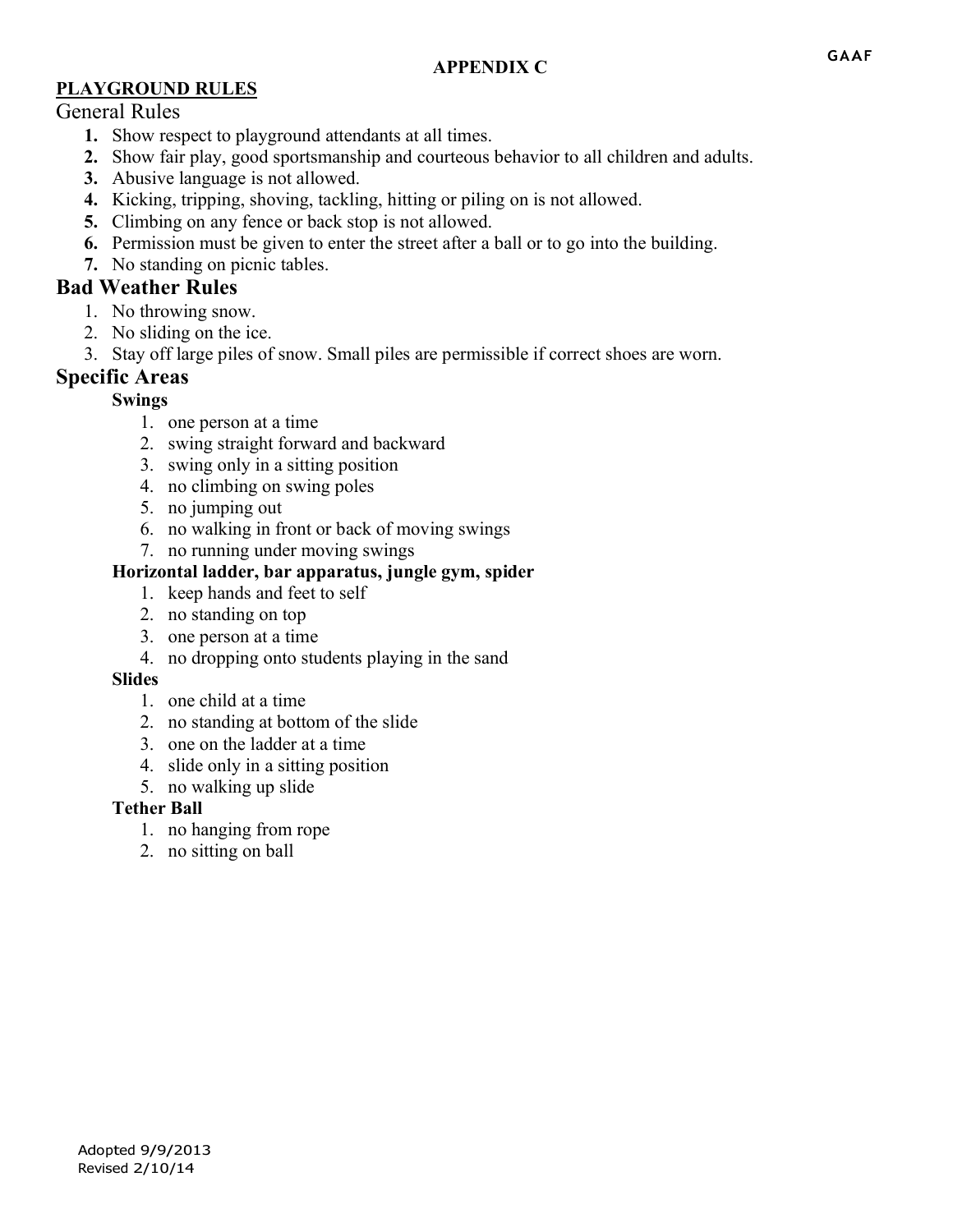**APPENDIX C**

## PLAYGROUND RULES

### General Rules

1. Show respect to playground attendants at all times.
2. Show fair play, good sportsmanship and courteous behavior to all children and adults.
3. Abusive language is not allowed.
4. Kicking, tripping, shoving, tackling, hitting or piling on is not allowed.
5. Climbing on any fence or back stop is not allowed.
6. Permission must be given to enter the street after a ball or to go into the building.
7. No standing on picnic tables.

### Bad Weather Rules

1. No throwing snow.
2. No sliding on the ice.
3. Stay off large piles of snow. Small piles are permissible if correct shoes are worn.

### Specific Areas

**Swings**

1. one person at a time
2. swing straight forward and backward
3. swing only in a sitting position
4. no climbing on swing poles
5. no jumping out
6. no walking in front or back of moving swings
7. no running under moving swings

**Horizontal ladder, bar apparatus, jungle gym, spider**

1. keep hands and feet to self
2. no standing on top
3. one person at a time
4. no dropping onto students playing in the sand

**Slides**

1. one child at a time
2. no standing at bottom of the slide
3. one on the ladder at a time
4. slide only in a sitting position
5. no walking up slide

**Tether Ball**

1. no hanging from rope
2. no sitting on ball

Adopted 9/9/2013
Revised 2/10/14